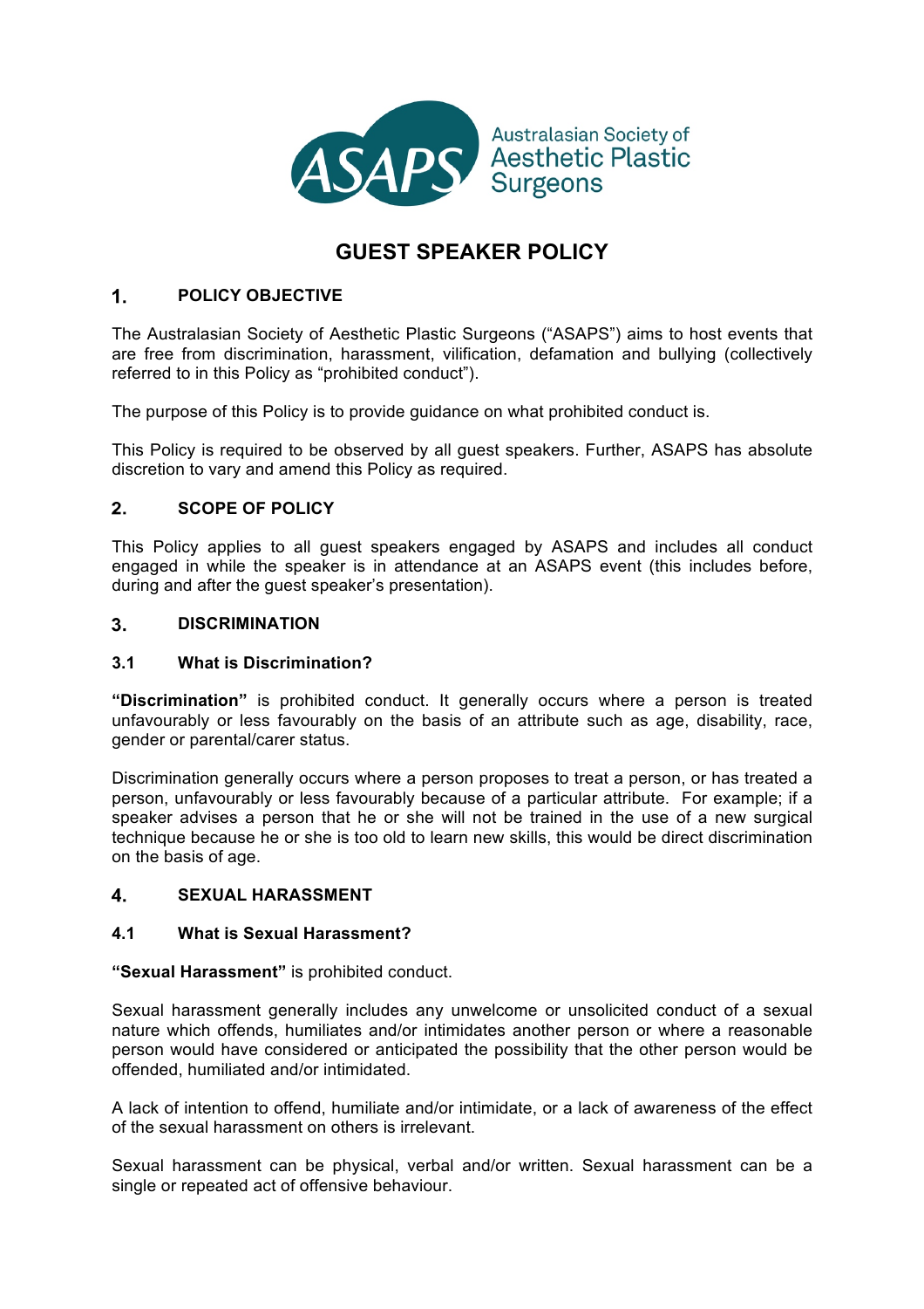Australasian Society of Aesthetic Plastic Surgeons

# GUEST SPEAKER POLICY

## 1. POLICY OBJECTIVE

The Australasian Society of Aesthetic Plastic Surgeons ("ASAPS") aims to host events that are free from discrimination, harassment, vilification, defamation and bullying (collectively referred to in this Policy as "prohibited conduct").

The purpose of this Policy is to provide guidance on what prohibited conduct is.

This Policy is required to be observed by all guest speakers. Further, ASAPS has absolute discretion to vary and amend this Policy as required.

## 2. SCOPE OF POLICY

This Policy applies to all guest speakers engaged by ASAPS and includes all conduct engaged in while the speaker is in attendance at an ASAPS event (this includes before, during and after the guest speaker's presentation).

## 3. DISCRIMINATION

### 3.1 What is Discrimination?

**"Discrimination"** is prohibited conduct. It generally occurs where a person is treated unfavourably or less favourably on the basis of an attribute such as age, disability, race, gender or parental/carer status.

Discrimination generally occurs where a person proposes to treat a person, or has treated a person, unfavourably or less favourably because of a particular attribute. For example; if a speaker advises a person that he or she will not be trained in the use of a new surgical technique because he or she is too old to learn new skills, this would be direct discrimination on the basis of age.

## 4. SEXUAL HARASSMENT

### 4.1 What is Sexual Harassment?

**"Sexual Harassment"** is prohibited conduct.

Sexual harassment generally includes any unwelcome or unsolicited conduct of a sexual nature which offends, humiliates and/or intimidates another person or where a reasonable person would have considered or anticipated the possibility that the other person would be offended, humiliated and/or intimidated.

A lack of intention to offend, humiliate and/or intimidate, or a lack of awareness of the effect of the sexual harassment on others is irrelevant.

Sexual harassment can be physical, verbal and/or written. Sexual harassment can be a single or repeated act of offensive behaviour.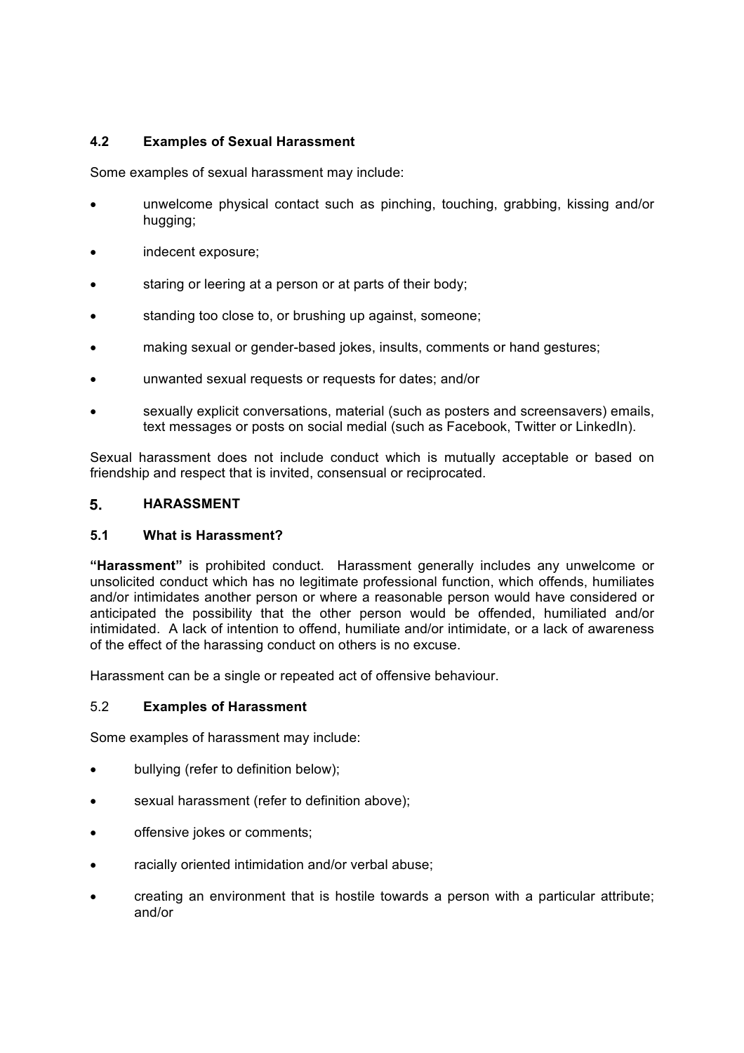### 4.2 Examples of Sexual Harassment

Some examples of sexual harassment may include:

- unwelcome physical contact such as pinching, touching, grabbing, kissing and/or hugging;
- indecent exposure;
- staring or leering at a person or at parts of their body;
- standing too close to, or brushing up against, someone;
- making sexual or gender-based jokes, insults, comments or hand gestures;
- unwanted sexual requests or requests for dates; and/or
- sexually explicit conversations, material (such as posters and screensavers) emails, text messages or posts on social medial (such as Facebook, Twitter or LinkedIn).

Sexual harassment does not include conduct which is mutually acceptable or based on friendship and respect that is invited, consensual or reciprocated.

## 5. HARASSMENT

### 5.1 What is Harassment?

**"Harassment"** is prohibited conduct. Harassment generally includes any unwelcome or unsolicited conduct which has no legitimate professional function, which offends, humiliates and/or intimidates another person or where a reasonable person would have considered or anticipated the possibility that the other person would be offended, humiliated and/or intimidated. A lack of intention to offend, humiliate and/or intimidate, or a lack of awareness of the effect of the harassing conduct on others is no excuse.

Harassment can be a single or repeated act of offensive behaviour.

### 5.2 Examples of Harassment

Some examples of harassment may include:

- bullying (refer to definition below);
- sexual harassment (refer to definition above);
- offensive jokes or comments;
- racially oriented intimidation and/or verbal abuse;
- creating an environment that is hostile towards a person with a particular attribute; and/or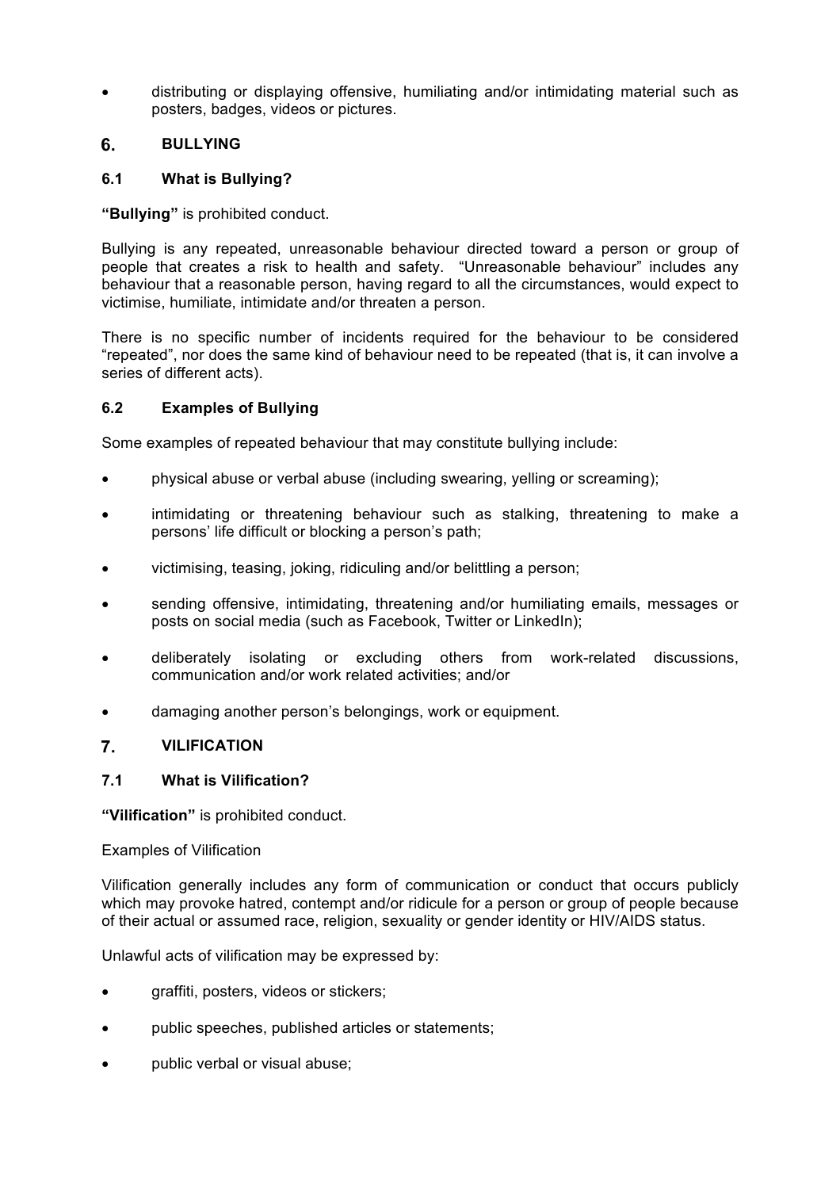- distributing or displaying offensive, humiliating and/or intimidating material such as posters, badges, videos or pictures.

## 6. BULLYING

### 6.1 What is Bullying?

**"Bullying"** is prohibited conduct.

Bullying is any repeated, unreasonable behaviour directed toward a person or group of people that creates a risk to health and safety. "Unreasonable behaviour" includes any behaviour that a reasonable person, having regard to all the circumstances, would expect to victimise, humiliate, intimidate and/or threaten a person.

There is no specific number of incidents required for the behaviour to be considered "repeated", nor does the same kind of behaviour need to be repeated (that is, it can involve a series of different acts).

### 6.2 Examples of Bullying

Some examples of repeated behaviour that may constitute bullying include:

- physical abuse or verbal abuse (including swearing, yelling or screaming);
- intimidating or threatening behaviour such as stalking, threatening to make a persons' life difficult or blocking a person's path;
- victimising, teasing, joking, ridiculing and/or belittling a person;
- sending offensive, intimidating, threatening and/or humiliating emails, messages or posts on social media (such as Facebook, Twitter or LinkedIn);
- deliberately isolating or excluding others from work-related discussions, communication and/or work related activities; and/or
- damaging another person's belongings, work or equipment.

## 7. VILIFICATION

### 7.1 What is Vilification?

**"Vilification"** is prohibited conduct.

Examples of Vilification

Vilification generally includes any form of communication or conduct that occurs publicly which may provoke hatred, contempt and/or ridicule for a person or group of people because of their actual or assumed race, religion, sexuality or gender identity or HIV/AIDS status.

Unlawful acts of vilification may be expressed by:

- graffiti, posters, videos or stickers;
- public speeches, published articles or statements;
- public verbal or visual abuse;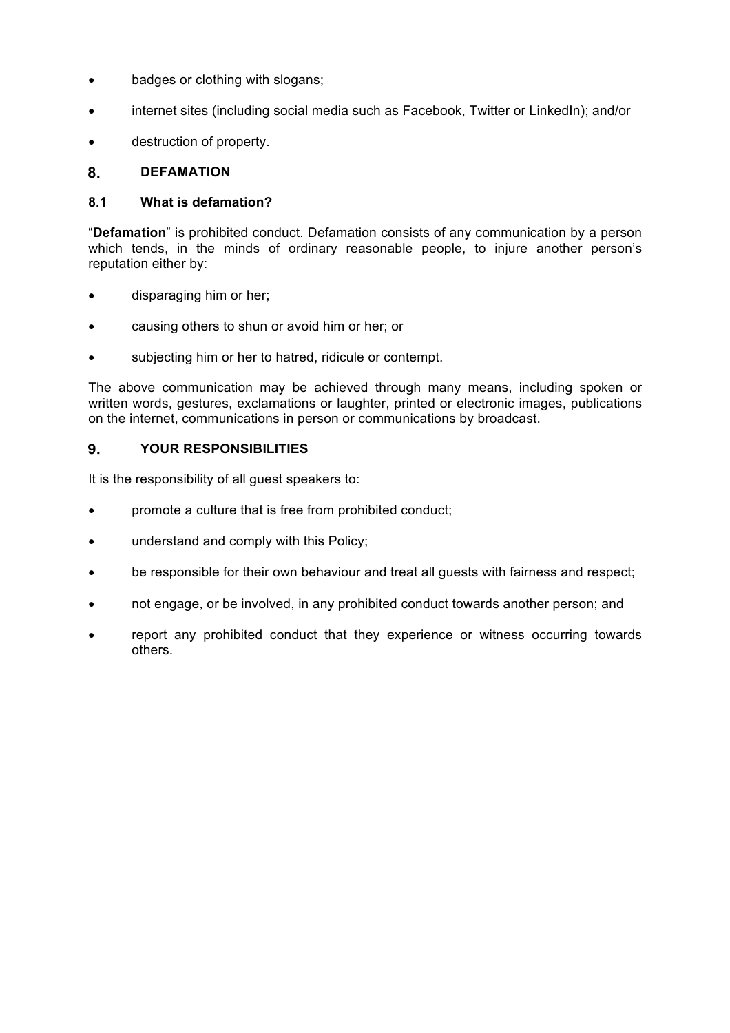- badges or clothing with slogans;
- internet sites (including social media such as Facebook, Twitter or LinkedIn); and/or
- destruction of property.

## 8. DEFAMATION

### 8.1 What is defamation?

"**Defamation**" is prohibited conduct. Defamation consists of any communication by a person which tends, in the minds of ordinary reasonable people, to injure another person's reputation either by:

- disparaging him or her;
- causing others to shun or avoid him or her; or
- subjecting him or her to hatred, ridicule or contempt.

The above communication may be achieved through many means, including spoken or written words, gestures, exclamations or laughter, printed or electronic images, publications on the internet, communications in person or communications by broadcast.

## 9. YOUR RESPONSIBILITIES

It is the responsibility of all guest speakers to:

- promote a culture that is free from prohibited conduct;
- understand and comply with this Policy;
- be responsible for their own behaviour and treat all guests with fairness and respect;
- not engage, or be involved, in any prohibited conduct towards another person; and
- report any prohibited conduct that they experience or witness occurring towards others.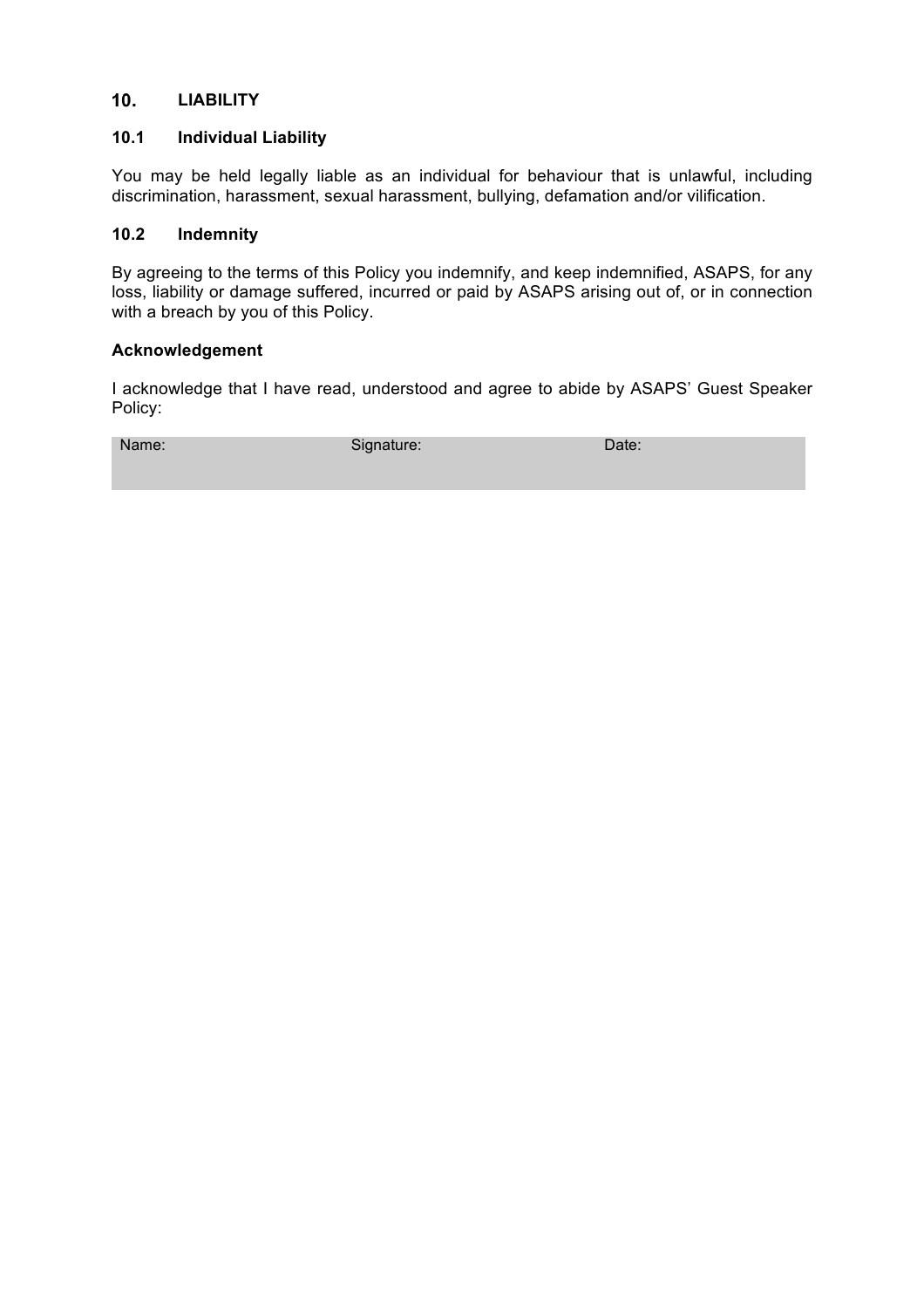## 10. LIABILITY

### 10.1 Individual Liability

You may be held legally liable as an individual for behaviour that is unlawful, including discrimination, harassment, sexual harassment, bullying, defamation and/or vilification.

### 10.2 Indemnity

By agreeing to the terms of this Policy you indemnify, and keep indemnified, ASAPS, for any loss, liability or damage suffered, incurred or paid by ASAPS arising out of, or in connection with a breach by you of this Policy.

**Acknowledgement**

I acknowledge that I have read, understood and agree to abide by ASAPS' Guest Speaker Policy:

| Name: | Signature: | Date: |
| --- | --- | --- |
| | | |